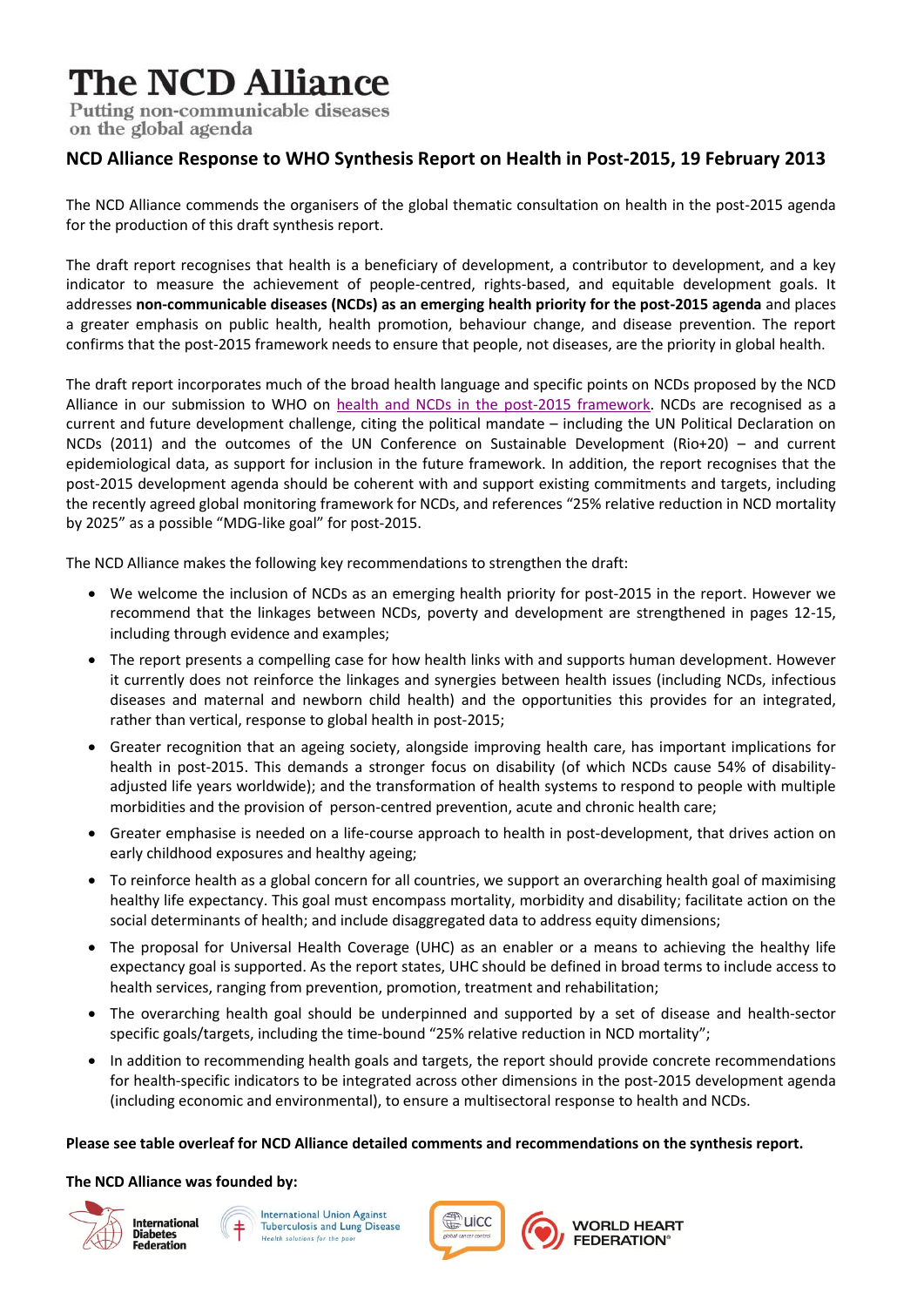# The NCD Alliance

Putting non-communicable diseases on the global agenda

## NCD Alliance Response to WHO Synthesis Report on Health in Post-2015, 19 February 2013

The NCD Alliance commends the organisers of the global thematic consultation on health in the post-2015 agenda for the production of this draft synthesis report.

The draft report recognises that health is a beneficiary of development, a contributor to development, and a key indicator to measure the achievement of people-centred, rights-based, and equitable development goals. It addresses **non-communicable diseases (NCDs) as an emerging health priority for the post-2015 agenda** and places a greater emphasis on public health, health promotion, behaviour change, and disease prevention. The report confirms that the post-2015 framework needs to ensure that people, not diseases, are the priority in global health.

The draft report incorporates much of the broad health language and specific points on NCDs proposed by the NCD Alliance in our submission to WHO on health and NCDs in the post-2015 framework. NCDs are recognised as a current and future development challenge, citing the political mandate – including the UN Political Declaration on NCDs (2011) and the outcomes of the UN Conference on Sustainable Development (Rio+20) – and current epidemiological data, as support for inclusion in the future framework. In addition, the report recognises that the post-2015 development agenda should be coherent with and support existing commitments and targets, including the recently agreed global monitoring framework for NCDs, and references "25% relative reduction in NCD mortality by 2025" as a possible "MDG-like goal" for post-2015.

The NCD Alliance makes the following key recommendations to strengthen the draft:

- We welcome the inclusion of NCDs as an emerging health priority for post-2015 in the report. However we recommend that the linkages between NCDs, poverty and development are strengthened in pages 12-15, including through evidence and examples;
- The report presents a compelling case for how health links with and supports human development. However it currently does not reinforce the linkages and synergies between health issues (including NCDs, infectious diseases and maternal and newborn child health) and the opportunities this provides for an integrated, rather than vertical, response to global health in post-2015;
- Greater recognition that an ageing society, alongside improving health care, has important implications for health in post-2015. This demands a stronger focus on disability (of which NCDs cause 54% of disability-adjusted life years worldwide); and the transformation of health systems to respond to people with multiple morbidities and the provision of person-centred prevention, acute and chronic health care;
- Greater emphasise is needed on a life-course approach to health in post-development, that drives action on early childhood exposures and healthy ageing;
- To reinforce health as a global concern for all countries, we support an overarching health goal of maximising healthy life expectancy. This goal must encompass mortality, morbidity and disability; facilitate action on the social determinants of health; and include disaggregated data to address equity dimensions;
- The proposal for Universal Health Coverage (UHC) as an enabler or a means to achieving the healthy life expectancy goal is supported. As the report states, UHC should be defined in broad terms to include access to health services, ranging from prevention, promotion, treatment and rehabilitation;
- The overarching health goal should be underpinned and supported by a set of disease and health-sector specific goals/targets, including the time-bound "25% relative reduction in NCD mortality";
- In addition to recommending health goals and targets, the report should provide concrete recommendations for health-specific indicators to be integrated across other dimensions in the post-2015 development agenda (including economic and environmental), to ensure a multisectoral response to health and NCDs.

**Please see table overleaf for NCD Alliance detailed comments and recommendations on the synthesis report.**

**The NCD Alliance was founded by:**

International Diabetes Federation | International Union Against Tuberculosis and Lung Disease – Health solutions for the poor | UICC global cancer control | World Heart Federation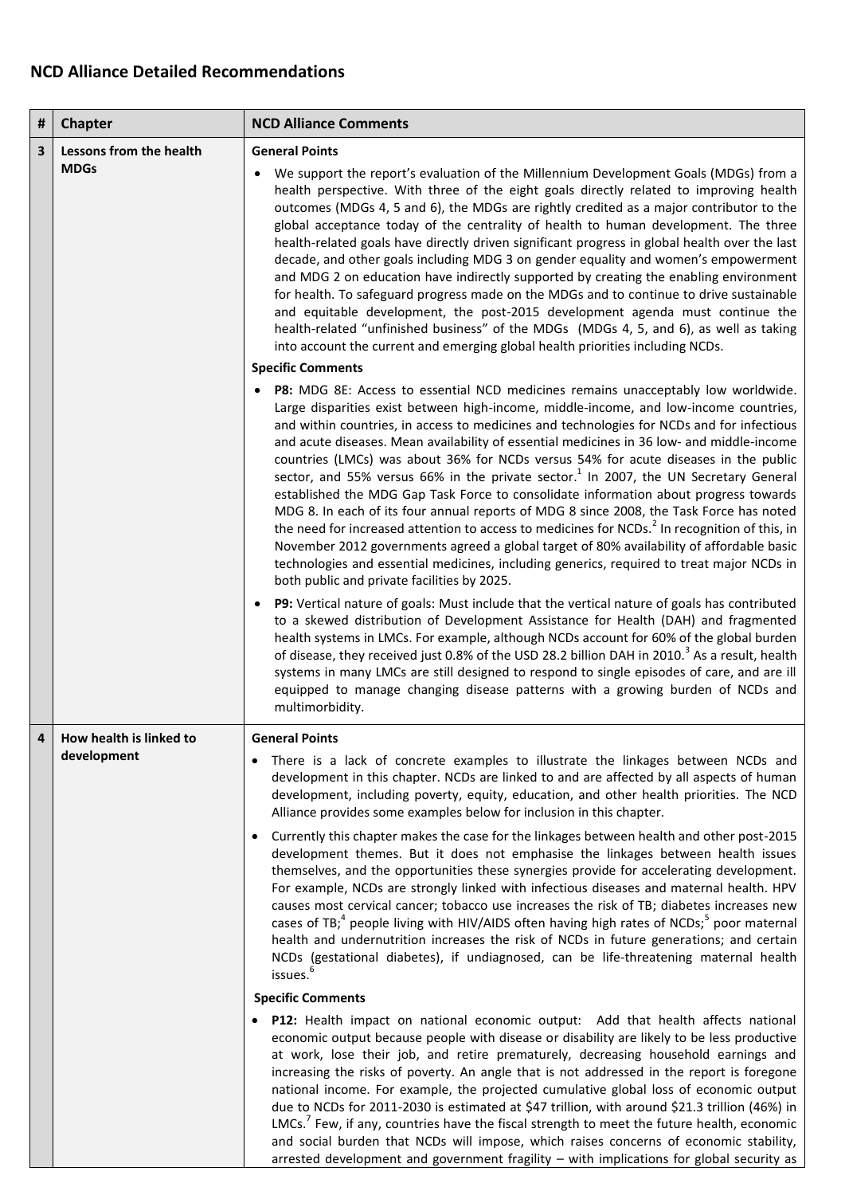## NCD Alliance Detailed Recommendations

| # | Chapter | NCD Alliance Comments |
|---|---|---|
| 3 | Lessons from the health MDGs | **General Points**<br>• We support the report's evaluation of the Millennium Development Goals (MDGs) from a health perspective. With three of the eight goals directly related to improving health outcomes (MDGs 4, 5 and 6), the MDGs are rightly credited as a major contributor to the global acceptance today of the centrality of health to human development. The three health-related goals have directly driven significant progress in global health over the last decade, and other goals including MDG 3 on gender equality and women's empowerment and MDG 2 on education have indirectly supported by creating the enabling environment for health. To safeguard progress made on the MDGs and to continue to drive sustainable and equitable development, the post-2015 development agenda must continue the health-related "unfinished business" of the MDGs (MDGs 4, 5, and 6), as well as taking into account the current and emerging global health priorities including NCDs.<br>**Specific Comments**<br>• **P8:** MDG 8E: Access to essential NCD medicines remains unacceptably low worldwide. Large disparities exist between high-income, middle-income, and low-income countries, and within countries, in access to medicines and technologies for NCDs and for infectious and acute diseases. Mean availability of essential medicines in 36 low- and middle-income countries (LMCs) was about 36% for NCDs versus 54% for acute diseases in the public sector, and 55% versus 66% in the private sector.[1] In 2007, the UN Secretary General established the MDG Gap Task Force to consolidate information about progress towards MDG 8. In each of its four annual reports of MDG 8 since 2008, the Task Force has noted the need for increased attention to access to medicines for NCDs.[2] In recognition of this, in November 2012 governments agreed a global target of 80% availability of affordable basic technologies and essential medicines, including generics, required to treat major NCDs in both public and private facilities by 2025.<br>• **P9:** Vertical nature of goals: Must include that the vertical nature of goals has contributed to a skewed distribution of Development Assistance for Health (DAH) and fragmented health systems in LMCs. For example, although NCDs account for 60% of the global burden of disease, they received just 0.8% of the USD 28.2 billion DAH in 2010.[3] As a result, health systems in many LMCs are still designed to respond to single episodes of care, and are ill equipped to manage changing disease patterns with a growing burden of NCDs and multimorbidity. |
| 4 | How health is linked to development | **General Points**<br>• There is a lack of concrete examples to illustrate the linkages between NCDs and development in this chapter. NCDs are linked to and are affected by all aspects of human development, including poverty, equity, education, and other health priorities. The NCD Alliance provides some examples below for inclusion in this chapter.<br>• Currently this chapter makes the case for the linkages between health and other post-2015 development themes. But it does not emphasise the linkages between health issues themselves, and the opportunities these synergies provide for accelerating development. For example, NCDs are strongly linked with infectious diseases and maternal health. HPV causes most cervical cancer; tobacco use increases the risk of TB; diabetes increases new cases of TB;[4] people living with HIV/AIDS often having high rates of NCDs;[5] poor maternal health and undernutrition increases the risk of NCDs in future generations; and certain NCDs (gestational diabetes), if undiagnosed, can be life-threatening maternal health issues.[6]<br>**Specific Comments**<br>• **P12:** Health impact on national economic output: Add that health affects national economic output because people with disease or disability are likely to be less productive at work, lose their job, and retire prematurely, decreasing household earnings and increasing the risks of poverty. An angle that is not addressed in the report is foregone national income. For example, the projected cumulative global loss of economic output due to NCDs for 2011-2030 is estimated at $47 trillion, with around $21.3 trillion (46%) in LMCs.[7] Few, if any, countries have the fiscal strength to meet the future health, economic and social burden that NCDs will impose, which raises concerns of economic stability, arrested development and government fragility – with implications for global security as |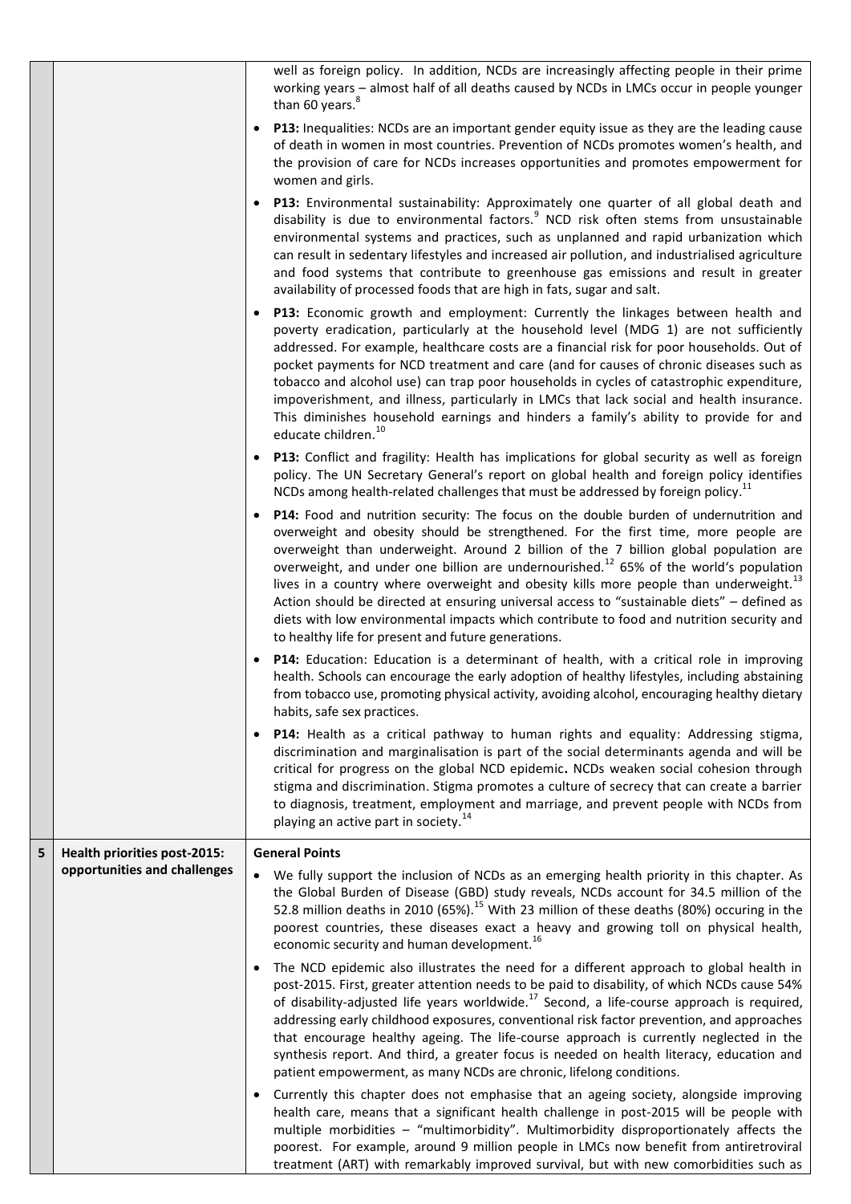| | | |
|---|---|---|
| | | well as foreign policy. In addition, NCDs are increasingly affecting people in their prime working years – almost half of all deaths caused by NCDs in LMCs occur in people younger than 60 years.[8]<br><br>• **P13:** Inequalities: NCDs are an important gender equity issue as they are the leading cause of death in women in most countries. Prevention of NCDs promotes women's health, and the provision of care for NCDs increases opportunities and promotes empowerment for women and girls.<br><br>• **P13:** Environmental sustainability: Approximately one quarter of all global death and disability is due to environmental factors.[9] NCD risk often stems from unsustainable environmental systems and practices, such as unplanned and rapid urbanization which can result in sedentary lifestyles and increased air pollution, and industrialised agriculture and food systems that contribute to greenhouse gas emissions and result in greater availability of processed foods that are high in fats, sugar and salt.<br><br>• **P13:** Economic growth and employment: Currently the linkages between health and poverty eradication, particularly at the household level (MDG 1) are not sufficiently addressed. For example, healthcare costs are a financial risk for poor households. Out of pocket payments for NCD treatment and care (and for causes of chronic diseases such as tobacco and alcohol use) can trap poor households in cycles of catastrophic expenditure, impoverishment, and illness, particularly in LMCs that lack social and health insurance. This diminishes household earnings and hinders a family's ability to provide for and educate children.[10]<br><br>• **P13:** Conflict and fragility: Health has implications for global security as well as foreign policy. The UN Secretary General's report on global health and foreign policy identifies NCDs among health-related challenges that must be addressed by foreign policy.[11]<br><br>• **P14:** Food and nutrition security: The focus on the double burden of undernutrition and overweight and obesity should be strengthened. For the first time, more people are overweight than underweight. Around 2 billion of the 7 billion global population are overweight, and under one billion are undernourished.[12] 65% of the world's population lives in a country where overweight and obesity kills more people than underweight.[13] Action should be directed at ensuring universal access to "sustainable diets" – defined as diets with low environmental impacts which contribute to food and nutrition security and to healthy life for present and future generations.<br><br>• **P14:** Education: Education is a determinant of health, with a critical role in improving health. Schools can encourage the early adoption of healthy lifestyles, including abstaining from tobacco use, promoting physical activity, avoiding alcohol, encouraging healthy dietary habits, safe sex practices.<br><br>• **P14:** Health as a critical pathway to human rights and equality: Addressing stigma, discrimination and marginalisation is part of the social determinants agenda and will be critical for progress on the global NCD epidemic**.** NCDs weaken social cohesion through stigma and discrimination. Stigma promotes a culture of secrecy that can create a barrier to diagnosis, treatment, employment and marriage, and prevent people with NCDs from playing an active part in society.[14] |
| **5** | **Health priorities post-2015: opportunities and challenges** | **General Points**<br><br>• We fully support the inclusion of NCDs as an emerging health priority in this chapter. As the Global Burden of Disease (GBD) study reveals, NCDs account for 34.5 million of the 52.8 million deaths in 2010 (65%).[15] With 23 million of these deaths (80%) occuring in the poorest countries, these diseases exact a heavy and growing toll on physical health, economic security and human development.[16]<br><br>• The NCD epidemic also illustrates the need for a different approach to global health in post-2015. First, greater attention needs to be paid to disability, of which NCDs cause 54% of disability-adjusted life years worldwide.[17] Second, a life-course approach is required, addressing early childhood exposures, conventional risk factor prevention, and approaches that encourage healthy ageing. The life-course approach is currently neglected in the synthesis report. And third, a greater focus is needed on health literacy, education and patient empowerment, as many NCDs are chronic, lifelong conditions.<br><br>• Currently this chapter does not emphasise that an ageing society, alongside improving health care, means that a significant health challenge in post-2015 will be people with multiple morbidities – "multimorbidity". Multimorbidity disproportionately affects the poorest. For example, around 9 million people in LMCs now benefit from antiretroviral treatment (ART) with remarkably improved survival, but with new comorbidities such as |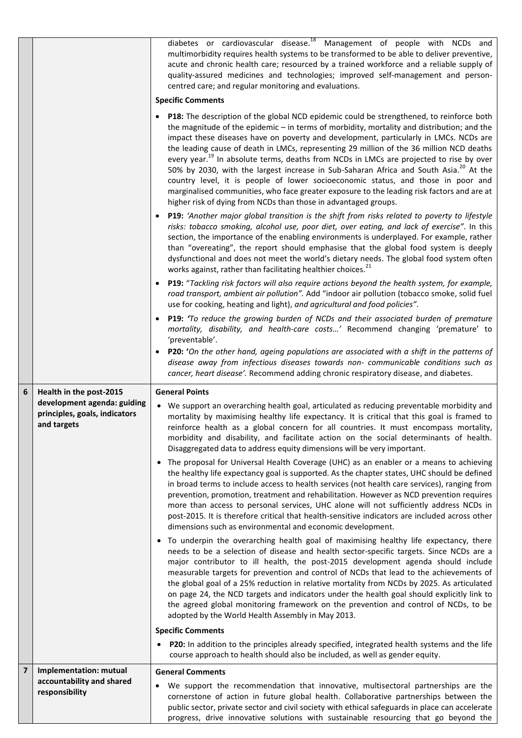| | | |
|---|---|---|
| | | diabetes or cardiovascular disease.[18] Management of people with NCDs and multimorbidity requires health systems to be transformed to be able to deliver preventive, acute and chronic health care; resourced by a trained workforce and a reliable supply of quality-assured medicines and technologies; improved self-management and person-centred care; and regular monitoring and evaluations.<br><br>**Specific Comments**<br><br>• **P18:** The description of the global NCD epidemic could be strengthened, to reinforce both the magnitude of the epidemic – in terms of morbidity, mortality and distribution; and the impact these diseases have on poverty and development, particularly in LMCs. NCDs are the leading cause of death in LMCs, representing 29 million of the 36 million NCD deaths every year.[19] In absolute terms, deaths from NCDs in LMCs are projected to rise by over 50% by 2030, with the largest increase in Sub-Saharan Africa and South Asia.[20] At the country level, it is people of lower socioeconomic status, and those in poor and marginalised communities, who face greater exposure to the leading risk factors and are at higher risk of dying from NCDs than those in advantaged groups.<br><br>• **P19:** *'Another major global transition is the shift from risks related to poverty to lifestyle risks: tobacco smoking, alcohol use, poor diet, over eating, and lack of exercise"*. In this section, the importance of the enabling environments is underplayed. For example, rather than "overeating", the report should emphasise that the global food system is deeply dysfunctional and does not meet the world's dietary needs. The global food system often works against, rather than facilitating healthier choices.[21]<br><br>• **P19:** "*Tackling risk factors will also require actions beyond the health system, for example, road transport, ambient air pollution".* Add "indoor air pollution (tobacco smoke, solid fuel use for cooking, heating and light), *and agricultural and food policies"*.<br><br>• **P19:** *'To reduce the growing burden of NCDs and their associated burden of premature mortality, disability, and health-care costs…'* Recommend changing 'premature' to 'preventable'.<br><br>• **P20:** '*On the other hand, ageing populations are associated with a shift in the patterns of disease away from infectious diseases towards non- communicable conditions such as cancer, heart disease'.* Recommend adding chronic respiratory disease, and diabetes. |
| **6** | **Health in the post-2015 development agenda: guiding principles, goals, indicators and targets** | **General Points**<br><br>• We support an overarching health goal, articulated as reducing preventable morbidity and mortality by maximising healthy life expectancy. It is critical that this goal is framed to reinforce health as a global concern for all countries. It must encompass mortality, morbidity and disability, and facilitate action on the social determinants of health. Disaggregated data to address equity dimensions will be very important.<br><br>• The proposal for Universal Health Coverage (UHC) as an enabler or a means to achieving the healthy life expectancy goal is supported. As the chapter states, UHC should be defined in broad terms to include access to health services (not health care services), ranging from prevention, promotion, treatment and rehabilitation. However as NCD prevention requires more than access to personal services, UHC alone will not sufficiently address NCDs in post-2015. It is therefore critical that health-sensitive indicators are included across other dimensions such as environmental and economic development.<br><br>• To underpin the overarching health goal of maximising healthy life expectancy, there needs to be a selection of disease and health sector-specific targets. Since NCDs are a major contributor to ill health, the post-2015 development agenda should include measurable targets for prevention and control of NCDs that lead to the achievements of the global goal of a 25% reduction in relative mortality from NCDs by 2025. As articulated on page 24, the NCD targets and indicators under the health goal should explicitly link to the agreed global monitoring framework on the prevention and control of NCDs, to be adopted by the World Health Assembly in May 2013.<br><br>**Specific Comments**<br><br>• **P20:** In addition to the principles already specified, integrated health systems and the life course approach to health should also be included, as well as gender equity. |
| **7** | **Implementation: mutual accountability and shared responsibility** | **General Comments**<br><br>• We support the recommendation that innovative, multisectoral partnerships are the cornerstone of action in future global health. Collaborative partnerships between the public sector, private sector and civil society with ethical safeguards in place can accelerate progress, drive innovative solutions with sustainable resourcing that go beyond the |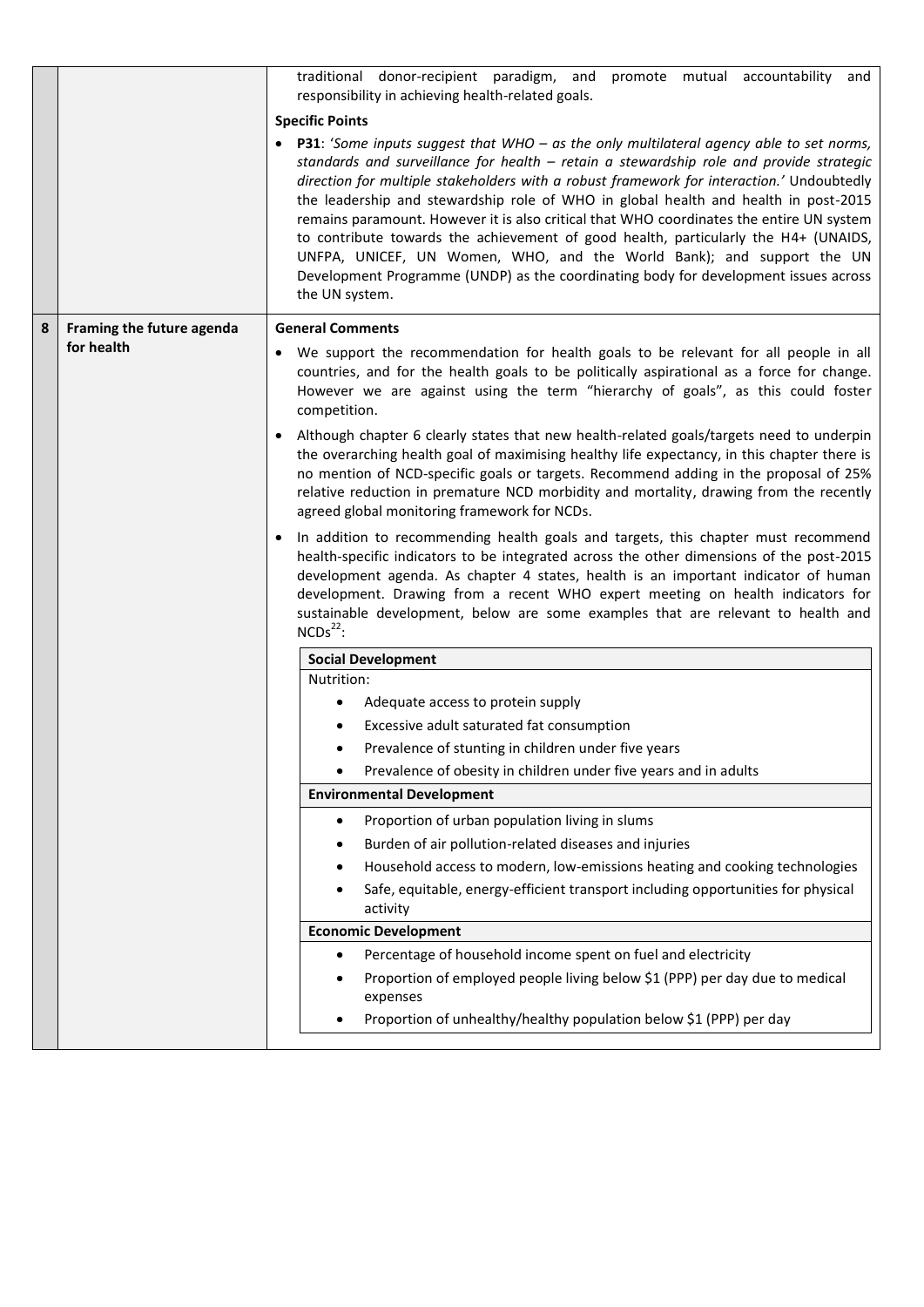| | | |
|---|---|---|
| | | traditional donor-recipient paradigm, and promote mutual accountability and responsibility in achieving health-related goals.<br><br>**Specific Points**<br><br>• **P31**: *'Some inputs suggest that WHO – as the only multilateral agency able to set norms, standards and surveillance for health – retain a stewardship role and provide strategic direction for multiple stakeholders with a robust framework for interaction.'* Undoubtedly the leadership and stewardship role of WHO in global health and health in post-2015 remains paramount. However it is also critical that WHO coordinates the entire UN system to contribute towards the achievement of good health, particularly the H4+ (UNAIDS, UNFPA, UNICEF, UN Women, WHO, and the World Bank); and support the UN Development Programme (UNDP) as the coordinating body for development issues across the UN system. |
| **8** | **Framing the future agenda for health** | **General Comments**<br><br>• We support the recommendation for health goals to be relevant for all people in all countries, and for the health goals to be politically aspirational as a force for change. However we are against using the term "hierarchy of goals", as this could foster competition.<br><br>• Although chapter 6 clearly states that new health-related goals/targets need to underpin the overarching health goal of maximising healthy life expectancy, in this chapter there is no mention of NCD-specific goals or targets. Recommend adding in the proposal of 25% relative reduction in premature NCD morbidity and mortality, drawing from the recently agreed global monitoring framework for NCDs.<br><br>• In addition to recommending health goals and targets, this chapter must recommend health-specific indicators to be integrated across the other dimensions of the post-2015 development agenda. As chapter 4 states, health is an important indicator of human development. Drawing from a recent WHO expert meeting on health indicators for sustainable development, below are some examples that are relevant to health and NCDs[22]:<br><br>**Social Development**<br>Nutrition:<br>• Adequate access to protein supply<br>• Excessive adult saturated fat consumption<br>• Prevalence of stunting in children under five years<br>• Prevalence of obesity in children under five years and in adults<br><br>**Environmental Development**<br>• Proportion of urban population living in slums<br>• Burden of air pollution-related diseases and injuries<br>• Household access to modern, low-emissions heating and cooking technologies<br>• Safe, equitable, energy-efficient transport including opportunities for physical activity<br><br>**Economic Development**<br>• Percentage of household income spent on fuel and electricity<br>• Proportion of employed people living below \$1 (PPP) per day due to medical expenses<br>• Proportion of unhealthy/healthy population below \$1 (PPP) per day |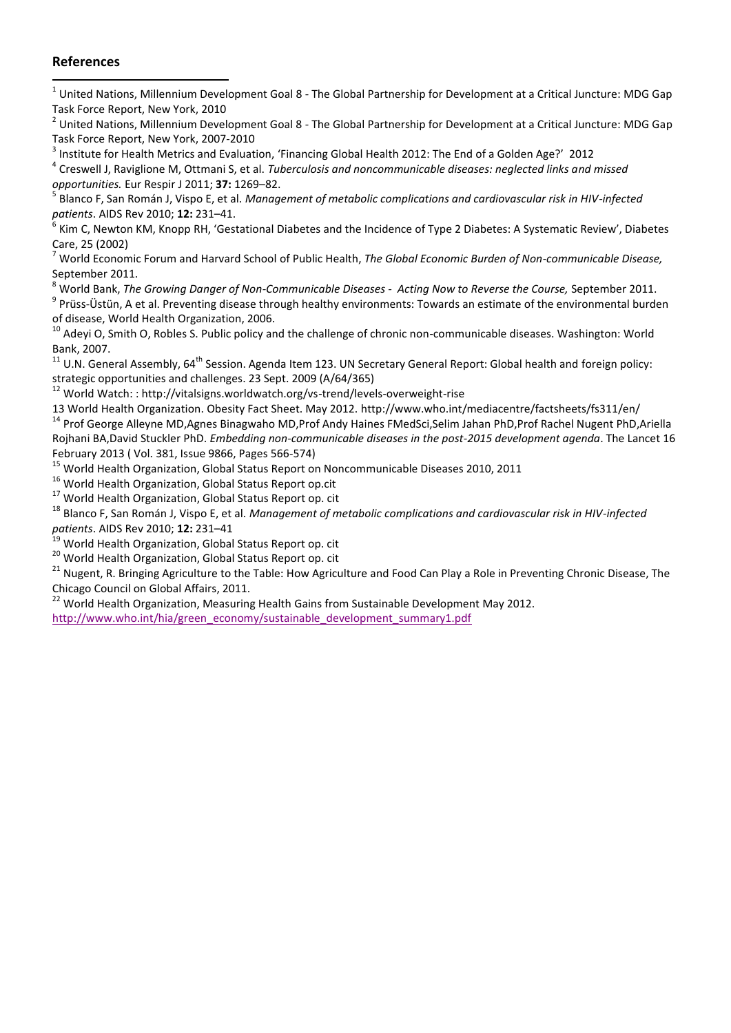## References

[1] United Nations, Millennium Development Goal 8 - The Global Partnership for Development at a Critical Juncture: MDG Gap Task Force Report, New York, 2010

[2] United Nations, Millennium Development Goal 8 - The Global Partnership for Development at a Critical Juncture: MDG Gap Task Force Report, New York, 2007-2010

[3] Institute for Health Metrics and Evaluation, 'Financing Global Health 2012: The End of a Golden Age?' 2012

[4] Creswell J, Raviglione M, Ottmani S, et al. *Tuberculosis and noncommunicable diseases: neglected links and missed opportunities.* Eur Respir J 2011; **37:** 1269–82.

[5] Blanco F, San Román J, Vispo E, et al. *Management of metabolic complications and cardiovascular risk in HIV-infected patients*. AIDS Rev 2010; **12:** 231–41.

[6] Kim C, Newton KM, Knopp RH, 'Gestational Diabetes and the Incidence of Type 2 Diabetes: A Systematic Review', Diabetes Care, 25 (2002)

[7] World Economic Forum and Harvard School of Public Health, *The Global Economic Burden of Non-communicable Disease,* September 2011.

[8] World Bank, *The Growing Danger of Non-Communicable Diseases - Acting Now to Reverse the Course,* September 2011.

[9] Prüss-Üstün, A et al. Preventing disease through healthy environments: Towards an estimate of the environmental burden of disease, World Health Organization, 2006.

[10] Adeyi O, Smith O, Robles S. Public policy and the challenge of chronic non-communicable diseases. Washington: World Bank, 2007.

[11] U.N. General Assembly, 64th Session. Agenda Item 123. UN Secretary General Report: Global health and foreign policy: strategic opportunities and challenges. 23 Sept. 2009 (A/64/365)

[12] World Watch: : http://vitalsigns.worldwatch.org/vs-trend/levels-overweight-rise

13 World Health Organization. Obesity Fact Sheet. May 2012. http://www.who.int/mediacentre/factsheets/fs311/en/

[14] Prof George Alleyne MD,Agnes Binagwaho MD,Prof Andy Haines FMedSci,Selim Jahan PhD,Prof Rachel Nugent PhD,Ariella Rojhani BA,David Stuckler PhD. *Embedding non-communicable diseases in the post-2015 development agenda*. The Lancet 16 February 2013 ( Vol. 381, Issue 9866, Pages 566-574)

[15] World Health Organization, Global Status Report on Noncommunicable Diseases 2010, 2011

[16] World Health Organization, Global Status Report op.cit

[17] World Health Organization, Global Status Report op. cit

[18] Blanco F, San Román J, Vispo E, et al. *Management of metabolic complications and cardiovascular risk in HIV-infected patients*. AIDS Rev 2010; **12:** 231–41

[19] World Health Organization, Global Status Report op. cit

[20] World Health Organization, Global Status Report op. cit

[21] Nugent, R. Bringing Agriculture to the Table: How Agriculture and Food Can Play a Role in Preventing Chronic Disease, The Chicago Council on Global Affairs, 2011.

[22] World Health Organization, Measuring Health Gains from Sustainable Development May 2012. http://www.who.int/hia/green_economy/sustainable_development_summary1.pdf